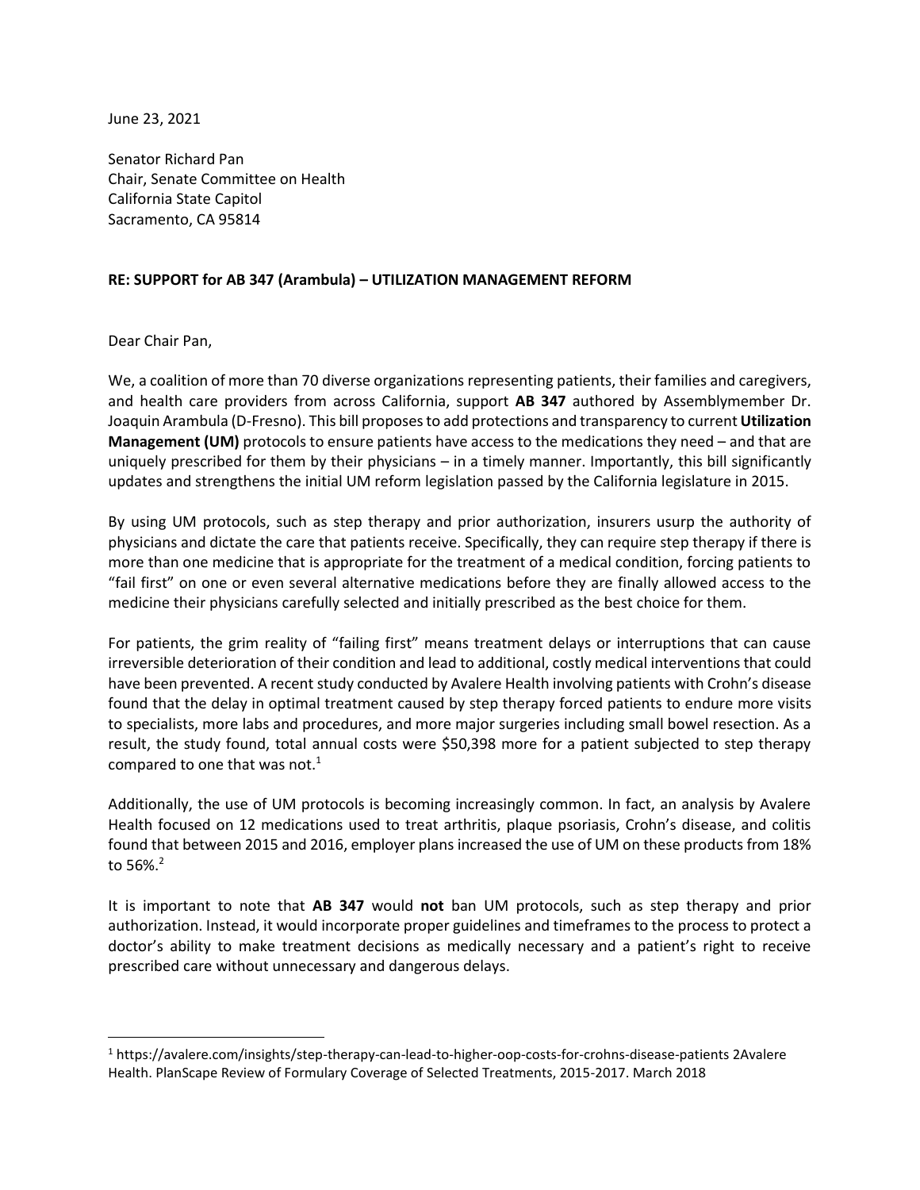June 23, 2021

Senator Richard Pan
Chair, Senate Committee on Health
California State Capitol
Sacramento, CA 95814

**RE: SUPPORT for AB 347 (Arambula) – UTILIZATION MANAGEMENT REFORM**

Dear Chair Pan,

We, a coalition of more than 70 diverse organizations representing patients, their families and caregivers, and health care providers from across California, support **AB 347** authored by Assemblymember Dr. Joaquin Arambula (D-Fresno). This bill proposes to add protections and transparency to current **Utilization Management (UM)** protocols to ensure patients have access to the medications they need – and that are uniquely prescribed for them by their physicians – in a timely manner. Importantly, this bill significantly updates and strengthens the initial UM reform legislation passed by the California legislature in 2015.

By using UM protocols, such as step therapy and prior authorization, insurers usurp the authority of physicians and dictate the care that patients receive. Specifically, they can require step therapy if there is more than one medicine that is appropriate for the treatment of a medical condition, forcing patients to "fail first" on one or even several alternative medications before they are finally allowed access to the medicine their physicians carefully selected and initially prescribed as the best choice for them.

For patients, the grim reality of "failing first" means treatment delays or interruptions that can cause irreversible deterioration of their condition and lead to additional, costly medical interventions that could have been prevented. A recent study conducted by Avalere Health involving patients with Crohn's disease found that the delay in optimal treatment caused by step therapy forced patients to endure more visits to specialists, more labs and procedures, and more major surgeries including small bowel resection. As a result, the study found, total annual costs were $50,398 more for a patient subjected to step therapy compared to one that was not.[1]

Additionally, the use of UM protocols is becoming increasingly common. In fact, an analysis by Avalere Health focused on 12 medications used to treat arthritis, plaque psoriasis, Crohn's disease, and colitis found that between 2015 and 2016, employer plans increased the use of UM on these products from 18% to 56%.[2]

It is important to note that **AB 347** would **not** ban UM protocols, such as step therapy and prior authorization. Instead, it would incorporate proper guidelines and timeframes to the process to protect a doctor's ability to make treatment decisions as medically necessary and a patient's right to receive prescribed care without unnecessary and dangerous delays.

---

[1] https://avalere.com/insights/step-therapy-can-lead-to-higher-oop-costs-for-crohns-disease-patients [2] Avalere Health. PlanScape Review of Formulary Coverage of Selected Treatments, 2015-2017. March 2018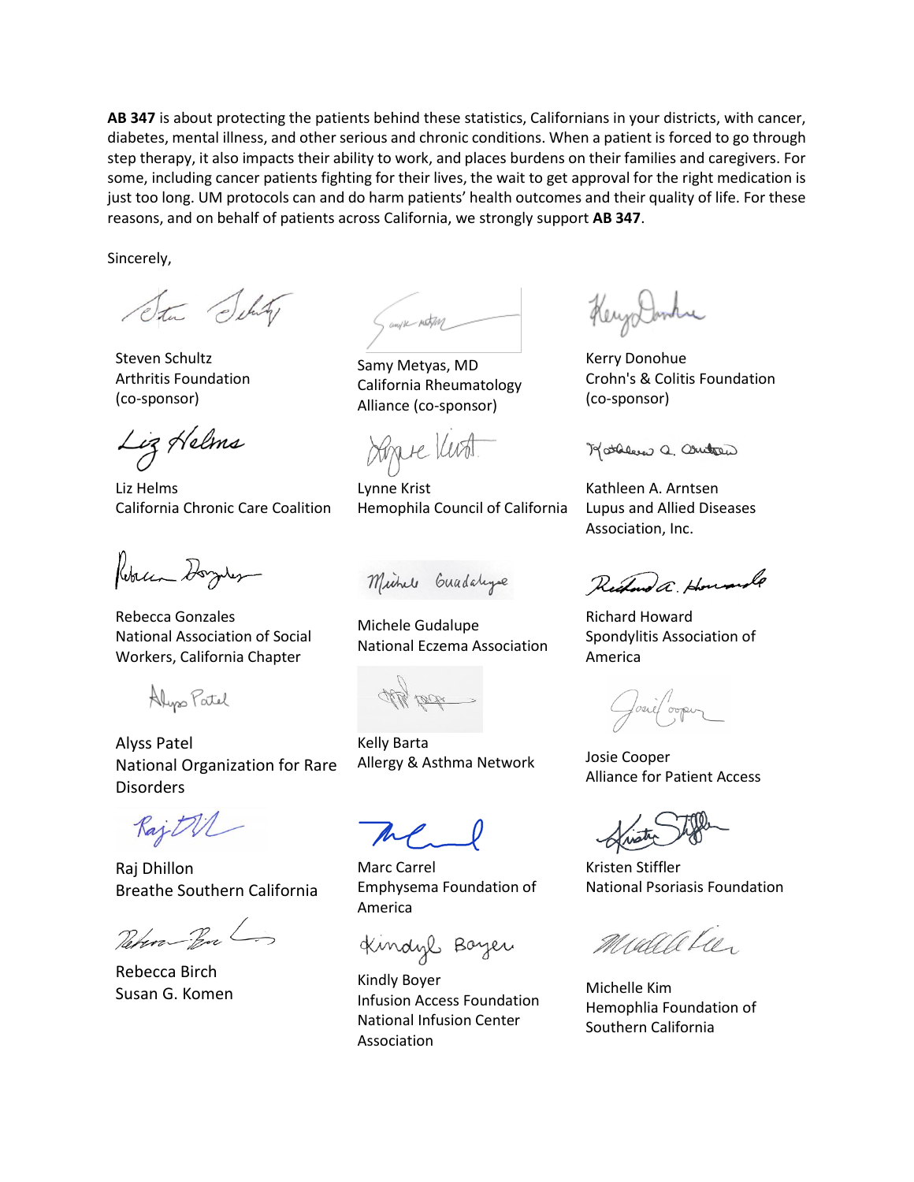**AB 347** is about protecting the patients behind these statistics, Californians in your districts, with cancer, diabetes, mental illness, and other serious and chronic conditions. When a patient is forced to go through step therapy, it also impacts their ability to work, and places burdens on their families and caregivers. For some, including cancer patients fighting for their lives, the wait to get approval for the right medication is just too long. UM protocols can and do harm patients' health outcomes and their quality of life. For these reasons, and on behalf of patients across California, we strongly support **AB 347**.

Sincerely,

Steven Schultz
Arthritis Foundation
(co-sponsor)

Samy Metyas, MD
California Rheumatology Alliance (co-sponsor)

Kerry Donohue
Crohn's & Colitis Foundation
(co-sponsor)

Liz Helms
California Chronic Care Coalition

Lynne Krist
Hemophila Council of California

Kathleen A. Arntsen
Lupus and Allied Diseases Association, Inc.

Rebecca Gonzales
National Association of Social Workers, California Chapter

Michele Gudalupe
National Eczema Association

Richard Howard
Spondylitis Association of America

Alyss Patel
National Organization for Rare Disorders

Kelly Barta
Allergy & Asthma Network

Josie Cooper
Alliance for Patient Access

Raj Dhillon
Breathe Southern California

Marc Carrel
Emphysema Foundation of America

Kristen Stiffler
National Psoriasis Foundation

Rebecca Birch
Susan G. Komen

Kindly Boyer
Infusion Access Foundation
National Infusion Center Association

Michelle Kim
Hemophlia Foundation of Southern California